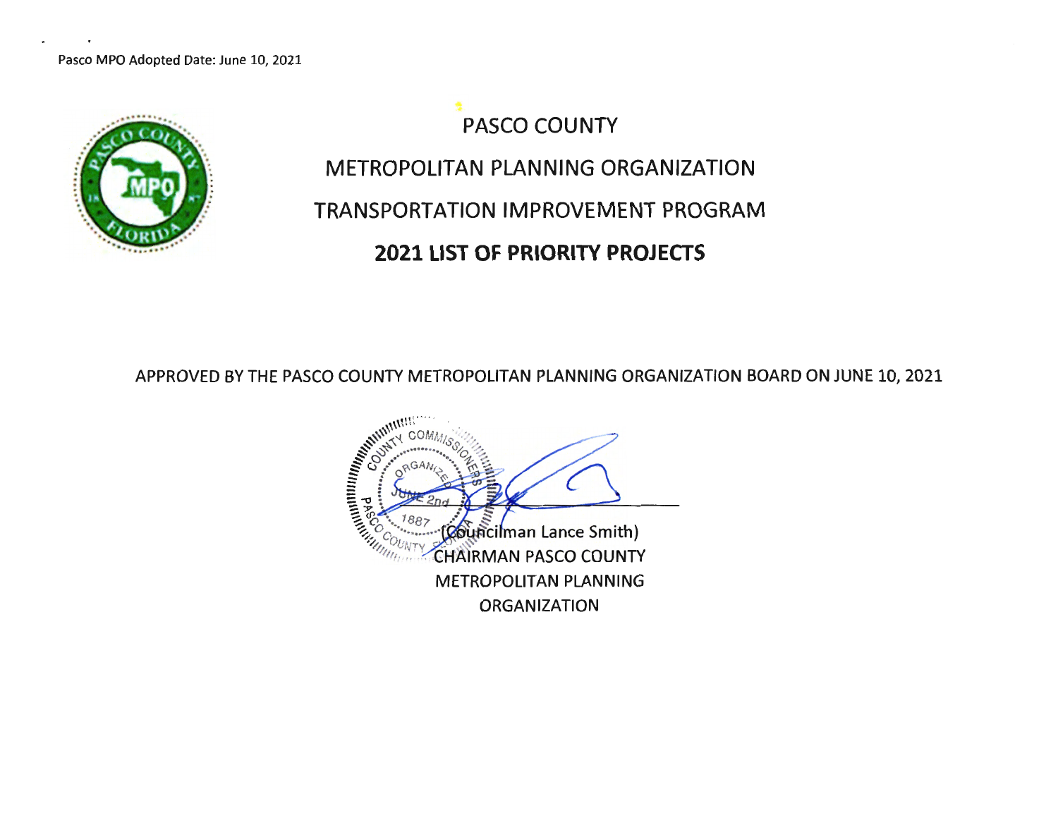Pasco MPO Adopted Date: June 10, 2021

# PASCO COUNTY

# METROPOLITAN PLANNING ORGANIZATION

# TRANSPORTATION IMPROVEMENT PROGRAM

# 2021 LIST OF PRIORITY PROJECTS

APPROVED BY THE PASCO COUNTY METROPOLITAN PLANNING ORGANIZATION BOARD ON JUNE 10, 2021

(Councilman Lance Smith)
CHAIRMAN PASCO COUNTY
METROPOLITAN PLANNING
ORGANIZATION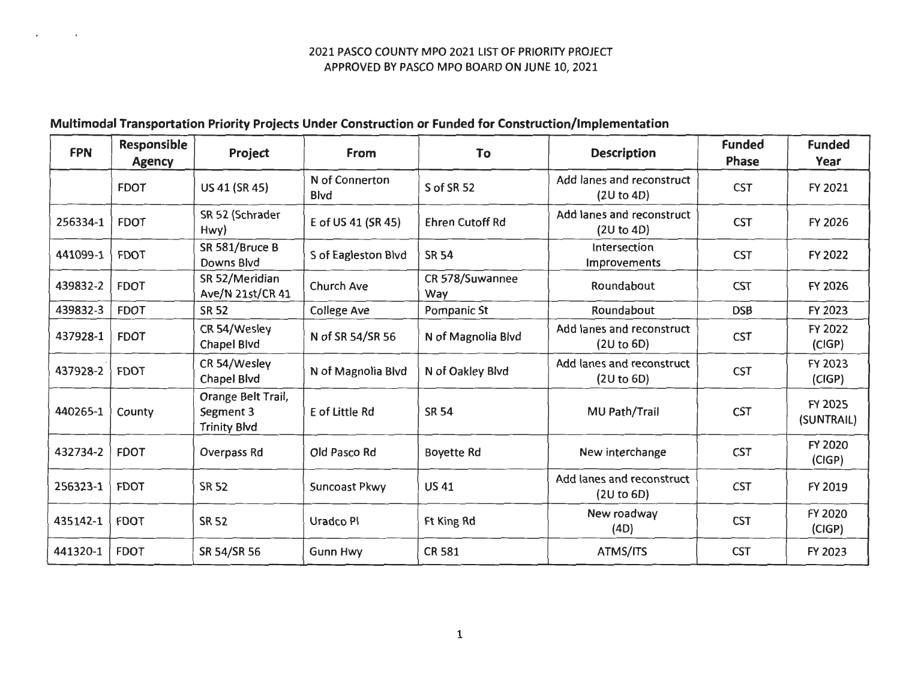2021 PASCO COUNTY MPO 2021 LIST OF PRIORITY PROJECT
APPROVED BY PASCO MPO BOARD ON JUNE 10, 2021

## Multimodal Transportation Priority Projects Under Construction or Funded for Construction/Implementation

| FPN | Responsible Agency | Project | From | To | Description | Funded Phase | Funded Year |
|---|---|---|---|---|---|---|---|
| | FDOT | US 41 (SR 45) | N of Connerton Blvd | S of SR 52 | Add lanes and reconstruct (2U to 4D) | CST | FY 2021 |
| 256334-1 | FDOT | SR 52 (Schrader Hwy) | E of US 41 (SR 45) | Ehren Cutoff Rd | Add lanes and reconstruct (2U to 4D) | CST | FY 2026 |
| 441099-1 | FDOT | SR 581/Bruce B Downs Blvd | S of Eagleston Blvd | SR 54 | Intersection Improvements | CST | FY 2022 |
| 439832-2 | FDOT | SR 52/Meridian Ave/N 21st/CR 41 | Church Ave | CR 578/Suwannee Way | Roundabout | CST | FY 2026 |
| 439832-3 | FDOT | SR 52 | College Ave | Pompanic St | Roundabout | DSB | FY 2023 |
| 437928-1 | FDOT | CR 54/Wesley Chapel Blvd | N of SR 54/SR 56 | N of Magnolia Blvd | Add lanes and reconstruct (2U to 6D) | CST | FY 2022 (CIGP) |
| 437928-2 | FDOT | CR 54/Wesley Chapel Blvd | N of Magnolia Blvd | N of Oakley Blvd | Add lanes and reconstruct (2U to 6D) | CST | FY 2023 (CIGP) |
| 440265-1 | County | Orange Belt Trail, Segment 3 Trinity Blvd | E of Little Rd | SR 54 | MU Path/Trail | CST | FY 2025 (SUNTRAIL) |
| 432734-2 | FDOT | Overpass Rd | Old Pasco Rd | Boyette Rd | New interchange | CST | FY 2020 (CIGP) |
| 256323-1 | FDOT | SR 52 | Suncoast Pkwy | US 41 | Add lanes and reconstruct (2U to 6D) | CST | FY 2019 |
| 435142-1 | FDOT | SR 52 | Uradco Pl | Ft King Rd | New roadway (4D) | CST | FY 2020 (CIGP) |
| 441320-1 | FDOT | SR 54/SR 56 | Gunn Hwy | CR 581 | ATMS/ITS | CST | FY 2023 |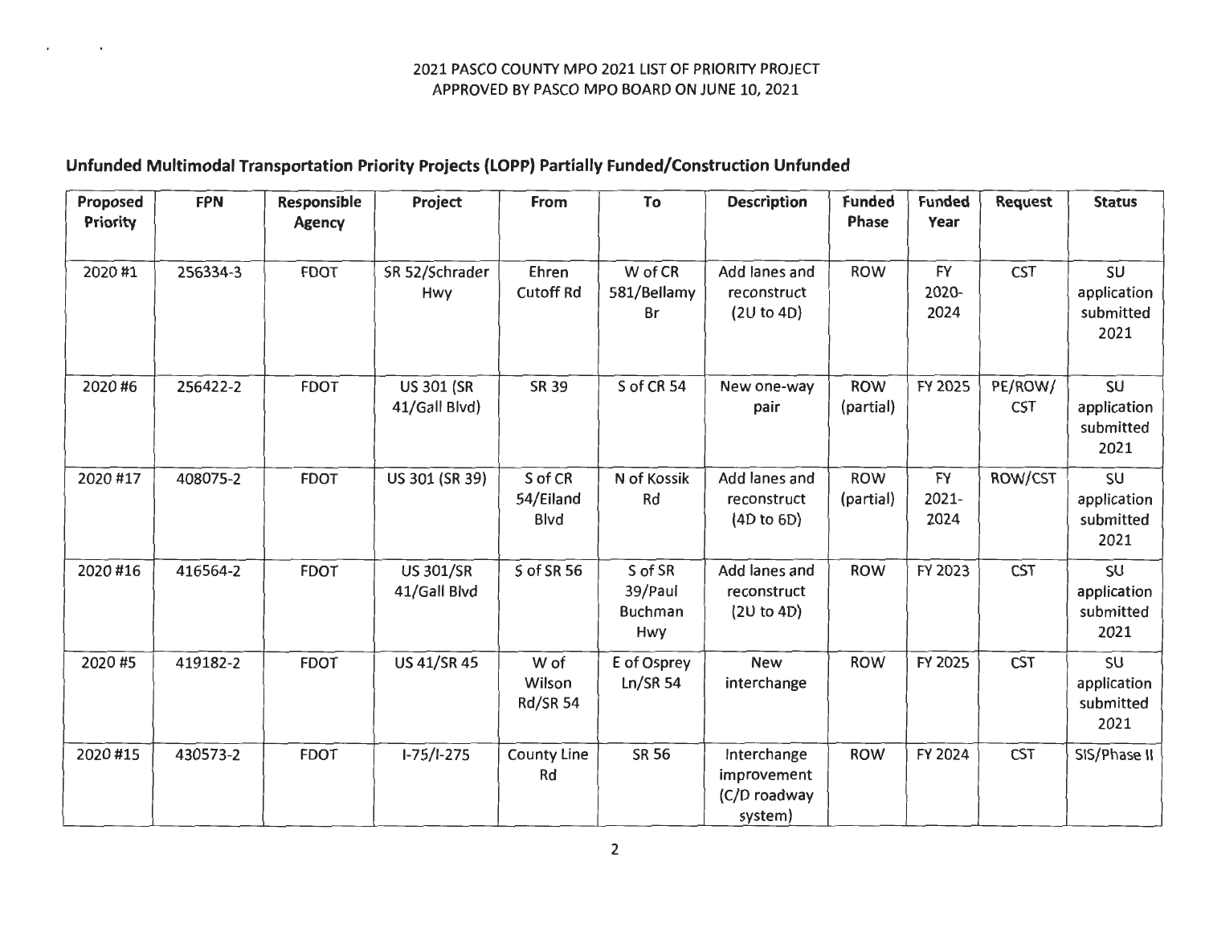2021 PASCO COUNTY MPO 2021 LIST OF PRIORITY PROJECT
APPROVED BY PASCO MPO BOARD ON JUNE 10, 2021

## Unfunded Multimodal Transportation Priority Projects (LOPP) Partially Funded/Construction Unfunded

| Proposed Priority | FPN | Responsible Agency | Project | From | To | Description | Funded Phase | Funded Year | Request | Status |
|---|---|---|---|---|---|---|---|---|---|---|
| 2020 #1 | 256334-3 | FDOT | SR 52/Schrader Hwy | Ehren Cutoff Rd | W of CR 581/Bellamy Br | Add lanes and reconstruct (2U to 4D) | ROW | FY 2020-2024 | CST | SU application submitted 2021 |
| 2020 #6 | 256422-2 | FDOT | US 301 (SR 41/Gall Blvd) | SR 39 | S of CR 54 | New one-way pair | ROW (partial) | FY 2025 | PE/ROW/ CST | SU application submitted 2021 |
| 2020 #17 | 408075-2 | FDOT | US 301 (SR 39) | S of CR 54/Eiland Blvd | N of Kossik Rd | Add lanes and reconstruct (4D to 6D) | ROW (partial) | FY 2021-2024 | ROW/CST | SU application submitted 2021 |
| 2020 #16 | 416564-2 | FDOT | US 301/SR 41/Gall Blvd | S of SR 56 | S of SR 39/Paul Buchman Hwy | Add lanes and reconstruct (2U to 4D) | ROW | FY 2023 | CST | SU application submitted 2021 |
| 2020 #5 | 419182-2 | FDOT | US 41/SR 45 | W of Wilson Rd/SR 54 | E of Osprey Ln/SR 54 | New interchange | ROW | FY 2025 | CST | SU application submitted 2021 |
| 2020 #15 | 430573-2 | FDOT | I-75/I-275 | County Line Rd | SR 56 | Interchange improvement (C/D roadway system) | ROW | FY 2024 | CST | SIS/Phase II |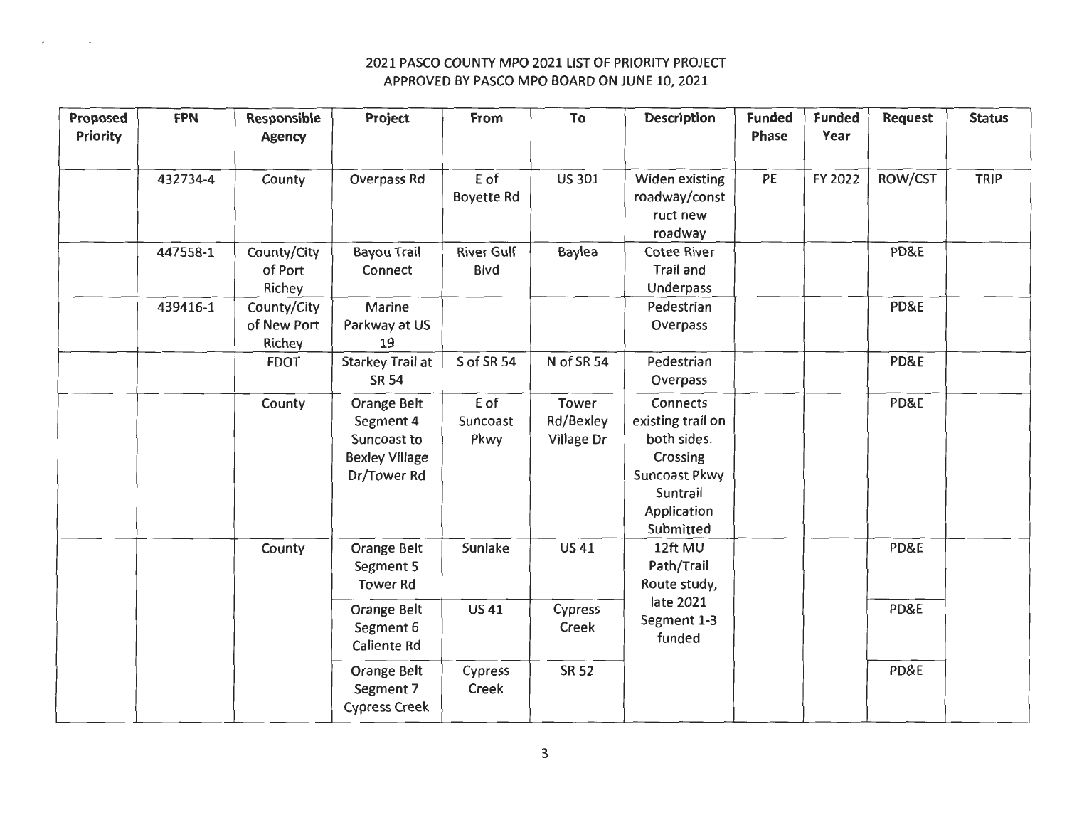2021 PASCO COUNTY MPO 2021 LIST OF PRIORITY PROJECT
APPROVED BY PASCO MPO BOARD ON JUNE 10, 2021

| Proposed Priority | FPN | Responsible Agency | Project | From | To | Description | Funded Phase | Funded Year | Request | Status |
|---|---|---|---|---|---|---|---|---|---|---|
| | 432734-4 | County | Overpass Rd | E of Boyette Rd | US 301 | Widen existing roadway/construct new roadway | PE | FY 2022 | ROW/CST | TRIP |
| | 447558-1 | County/City of Port Richey | Bayou Trail Connect | River Gulf Blvd | Baylea | Cotee River Trail and Underpass | | | PD&E | |
| | 439416-1 | County/City of New Port Richey | Marine Parkway at US 19 | | | Pedestrian Overpass | | | PD&E | |
| | | FDOT | Starkey Trail at SR 54 | S of SR 54 | N of SR 54 | Pedestrian Overpass | | | PD&E | |
| | | County | Orange Belt Segment 4 Suncoast to Bexley Village Dr/Tower Rd | E of Suncoast Pkwy | Tower Rd/Bexley Village Dr | Connects existing trail on both sides. Crossing Suncoast Pkwy Suntrail Application Submitted | | | PD&E | |
| | | County | Orange Belt Segment 5 Tower Rd | Sunlake | US 41 | 12ft MU Path/Trail Route study, late 2021 Segment 1-3 funded | | | PD&E | |
| | | | Orange Belt Segment 6 Caliente Rd | US 41 | Cypress Creek | | | | PD&E | |
| | | | Orange Belt Segment 7 Cypress Creek | Cypress Creek | SR 52 | | | | PD&E | |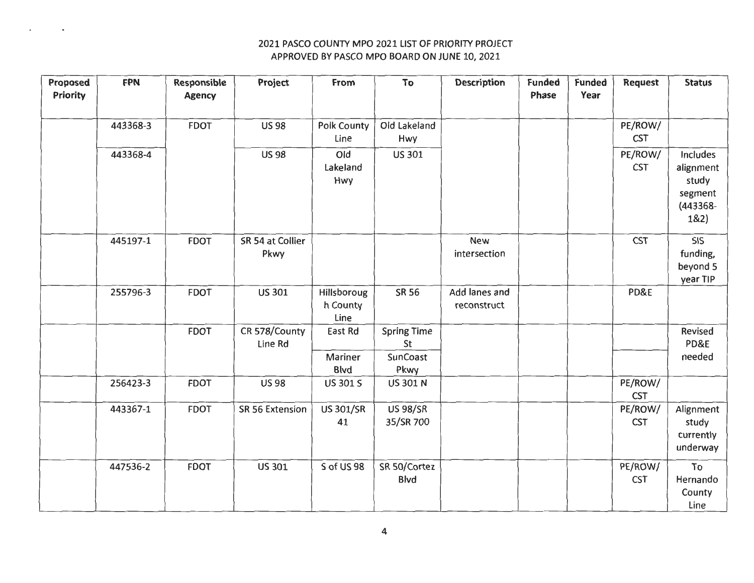2021 PASCO COUNTY MPO 2021 LIST OF PRIORITY PROJECT
APPROVED BY PASCO MPO BOARD ON JUNE 10, 2021

| Proposed Priority | FPN | Responsible Agency | Project | From | To | Description | Funded Phase | Funded Year | Request | Status |
|---|---|---|---|---|---|---|---|---|---|---|
| | 443368-3 | FDOT | US 98 | Polk County Line | Old Lakeland Hwy | | | | PE/ROW/ CST | |
| | 443368-4 | | US 98 | Old Lakeland Hwy | US 301 | | | | PE/ROW/ CST | Includes alignment study segment (443368-1&2) |
| | 445197-1 | FDOT | SR 54 at Collier Pkwy | | | New intersection | | | CST | SIS funding, beyond 5 year TIP |
| | 255796-3 | FDOT | US 301 | Hillsborough County Line | SR 56 | Add lanes and reconstruct | | | PD&E | |
| | | FDOT | CR 578/County Line Rd | East Rd | Spring Time St | | | | | Revised PD&E needed |
| | | | | Mariner Blvd | SunCoast Pkwy | | | | | |
| | 256423-3 | FDOT | US 98 | US 301 S | US 301 N | | | | PE/ROW/ CST | |
| | 443367-1 | FDOT | SR 56 Extension | US 301/SR 41 | US 98/SR 35/SR 700 | | | | PE/ROW/ CST | Alignment study currently underway |
| | 447536-2 | FDOT | US 301 | S of US 98 | SR 50/Cortez Blvd | | | | PE/ROW/ CST | To Hernando County Line |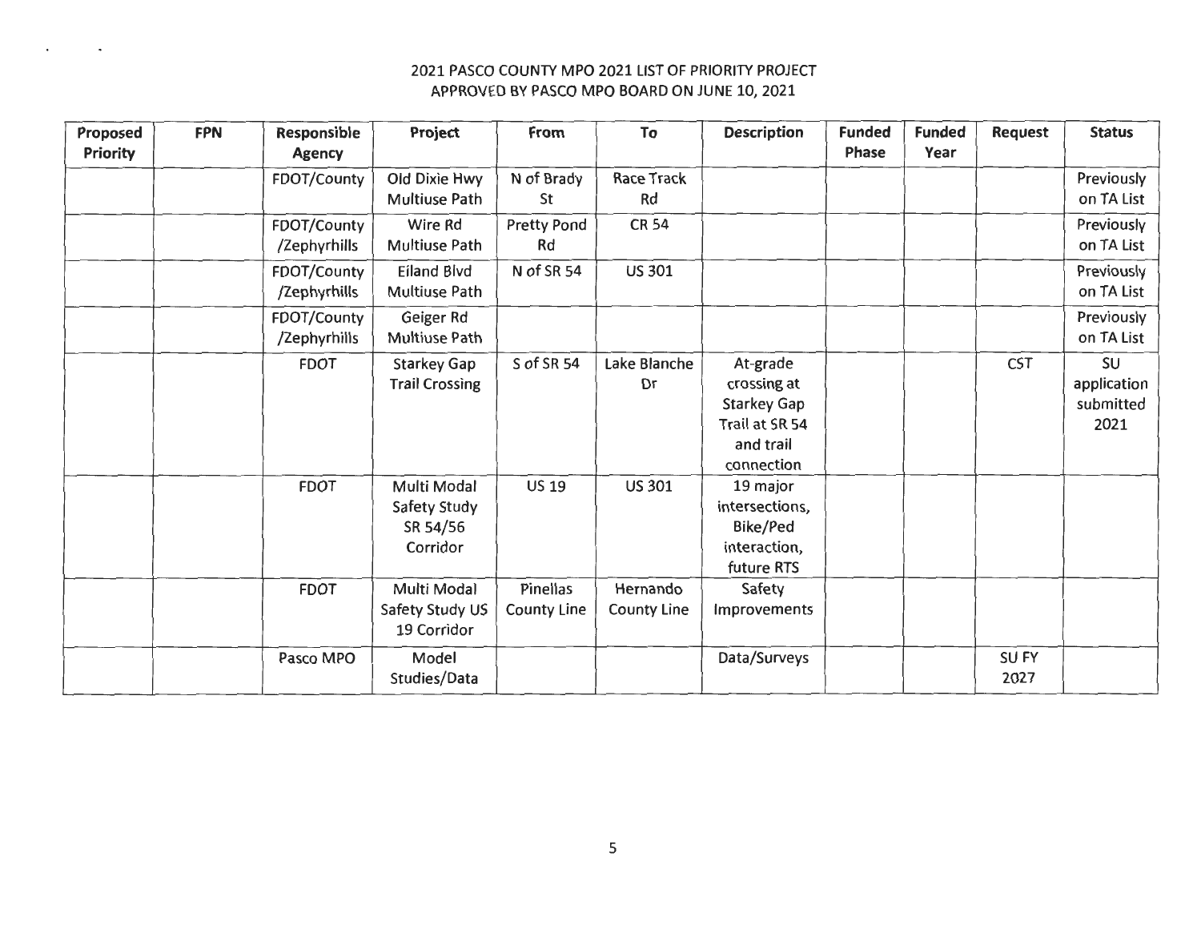2021 PASCO COUNTY MPO 2021 LIST OF PRIORITY PROJECT
APPROVED BY PASCO MPO BOARD ON JUNE 10, 2021

| Proposed Priority | FPN | Responsible Agency | Project | From | To | Description | Funded Phase | Funded Year | Request | Status |
|---|---|---|---|---|---|---|---|---|---|---|
| | | FDOT/County | Old Dixie Hwy Multiuse Path | N of Brady St | Race Track Rd | | | | | Previously on TA List |
| | | FDOT/County /Zephyrhills | Wire Rd Multiuse Path | Pretty Pond Rd | CR 54 | | | | | Previously on TA List |
| | | FDOT/County /Zephyrhills | Eiland Blvd Multiuse Path | N of SR 54 | US 301 | | | | | Previously on TA List |
| | | FDOT/County /Zephyrhills | Geiger Rd Multiuse Path | | | | | | | Previously on TA List |
| | | FDOT | Starkey Gap Trail Crossing | S of SR 54 | Lake Blanche Dr | At-grade crossing at Starkey Gap Trail at SR 54 and trail connection | | | CST | SU application submitted 2021 |
| | | FDOT | Multi Modal Safety Study SR 54/56 Corridor | US 19 | US 301 | 19 major intersections, Bike/Ped interaction, future RTS | | | | |
| | | FDOT | Multi Modal Safety Study US 19 Corridor | Pinellas County Line | Hernando County Line | Safety Improvements | | | | |
| | | Pasco MPO | Model Studies/Data | | | Data/Surveys | | | SU FY 2027 | |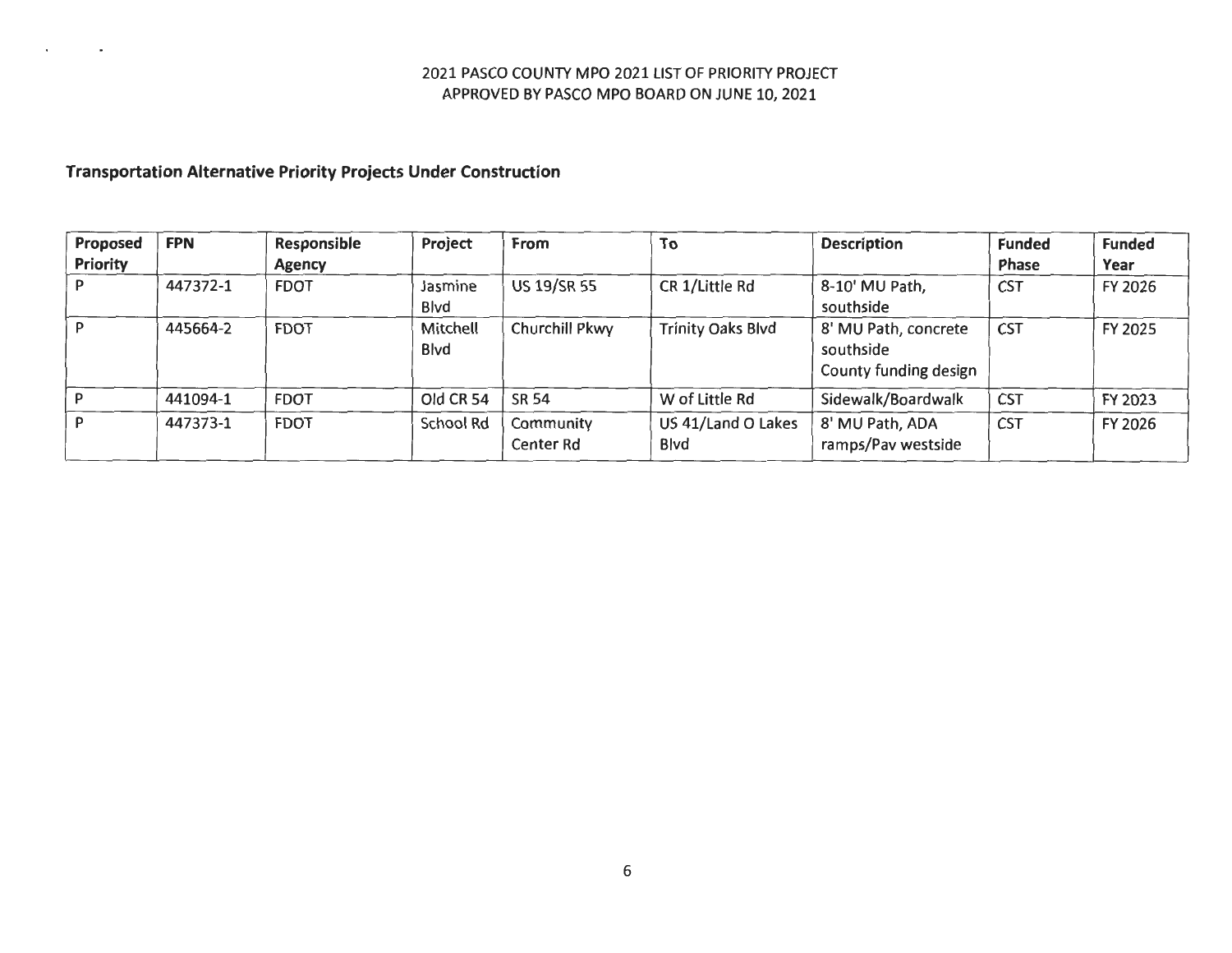2021 PASCO COUNTY MPO 2021 LIST OF PRIORITY PROJECT
APPROVED BY PASCO MPO BOARD ON JUNE 10, 2021

## Transportation Alternative Priority Projects Under Construction

| Proposed Priority | FPN | Responsible Agency | Project | From | To | Description | Funded Phase | Funded Year |
|---|---|---|---|---|---|---|---|---|
| P | 447372-1 | FDOT | Jasmine Blvd | US 19/SR 55 | CR 1/Little Rd | 8-10' MU Path, southside | CST | FY 2026 |
| P | 445664-2 | FDOT | Mitchell Blvd | Churchill Pkwy | Trinity Oaks Blvd | 8' MU Path, concrete southside County funding design | CST | FY 2025 |
| P | 441094-1 | FDOT | Old CR 54 | SR 54 | W of Little Rd | Sidewalk/Boardwalk | CST | FY 2023 |
| P | 447373-1 | FDOT | School Rd | Community Center Rd | US 41/Land O Lakes Blvd | 8' MU Path, ADA ramps/Pav westside | CST | FY 2026 |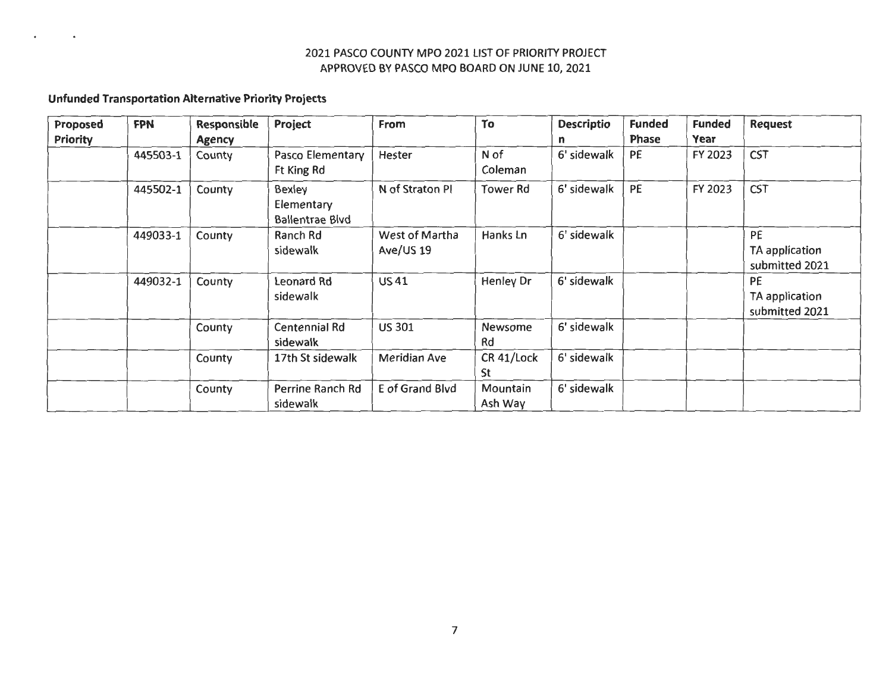2021 PASCO COUNTY MPO 2021 LIST OF PRIORITY PROJECT
APPROVED BY PASCO MPO BOARD ON JUNE 10, 2021

**Unfunded Transportation Alternative Priority Projects**

| Proposed Priority | FPN | Responsible Agency | Project | From | To | Description | Funded Phase | Funded Year | Request |
|---|---|---|---|---|---|---|---|---|---|
| | 445503-1 | County | Pasco Elementary Ft King Rd | Hester | N of Coleman | 6' sidewalk | PE | FY 2023 | CST |
| | 445502-1 | County | Bexley Elementary Ballentrae Blvd | N of Straton Pl | Tower Rd | 6' sidewalk | PE | FY 2023 | CST |
| | 449033-1 | County | Ranch Rd sidewalk | West of Martha Ave/US 19 | Hanks Ln | 6' sidewalk | | | PE TA application submitted 2021 |
| | 449032-1 | County | Leonard Rd sidewalk | US 41 | Henley Dr | 6' sidewalk | | | PE TA application submitted 2021 |
| | | County | Centennial Rd sidewalk | US 301 | Newsome Rd | 6' sidewalk | | | |
| | | County | 17th St sidewalk | Meridian Ave | CR 41/Lock St | 6' sidewalk | | | |
| | | County | Perrine Ranch Rd sidewalk | E of Grand Blvd | Mountain Ash Way | 6' sidewalk | | | |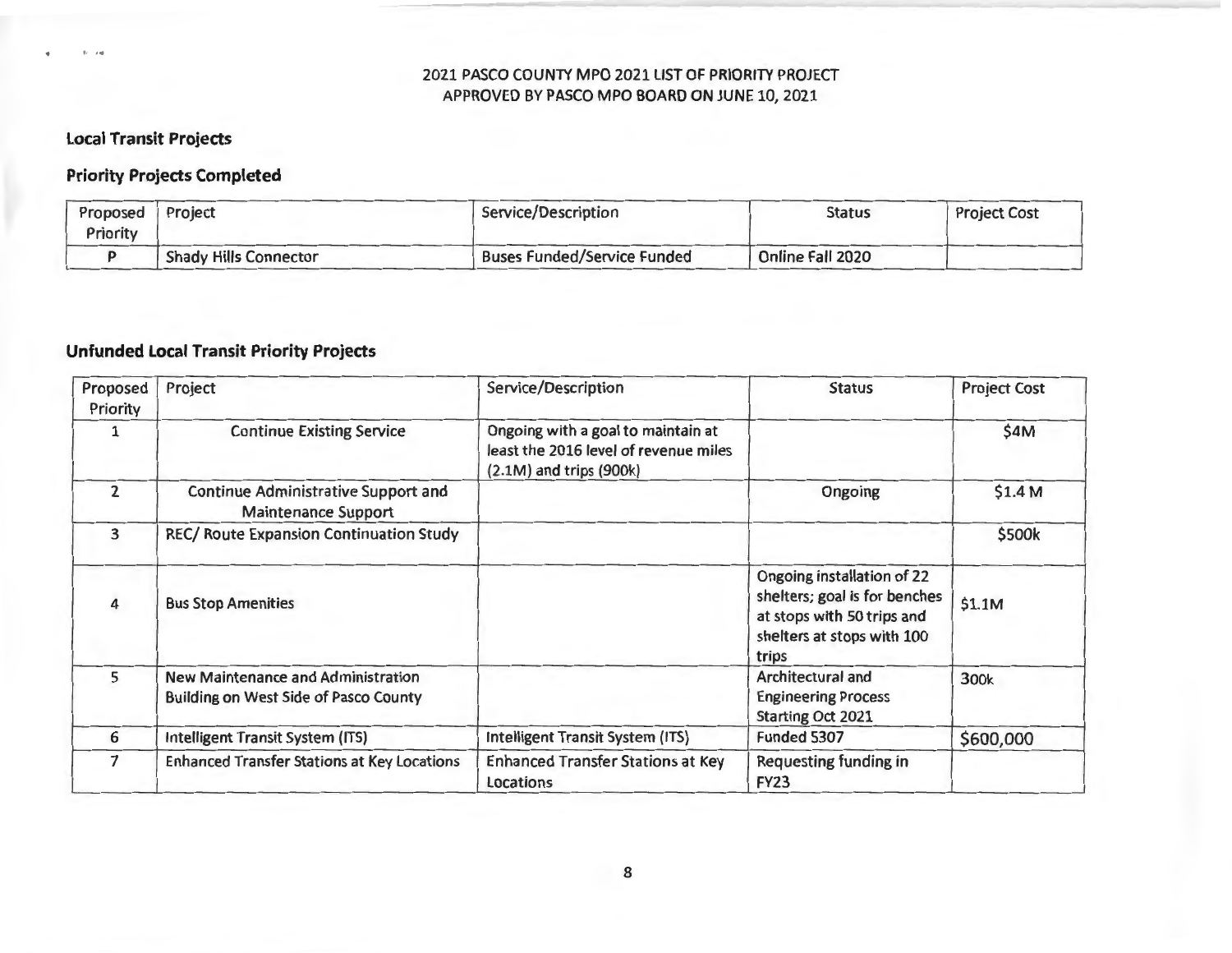2021 PASCO COUNTY MPO 2021 LIST OF PRIORITY PROJECT
APPROVED BY PASCO MPO BOARD ON JUNE 10, 2021

## Local Transit Projects

### Priority Projects Completed

| Proposed Priority | Project | Service/Description | Status | Project Cost |
|---|---|---|---|---|
| P | Shady Hills Connector | Buses Funded/Service Funded | Online Fall 2020 | |

### Unfunded Local Transit Priority Projects

| Proposed Priority | Project | Service/Description | Status | Project Cost |
|---|---|---|---|---|
| 1 | Continue Existing Service | Ongoing with a goal to maintain at least the 2016 level of revenue miles (2.1M) and trips (900k) | | $4M |
| 2 | Continue Administrative Support and Maintenance Support | | Ongoing | $1.4 M |
| 3 | REC/ Route Expansion Continuation Study | | | $500k |
| 4 | Bus Stop Amenities | | Ongoing installation of 22 shelters; goal is for benches at stops with 50 trips and shelters at stops with 100 trips | $1.1M |
| 5 | New Maintenance and Administration Building on West Side of Pasco County | | Architectural and Engineering Process Starting Oct 2021 | 300k |
| 6 | Intelligent Transit System (ITS) | Intelligent Transit System (ITS) | Funded 5307 | $600,000 |
| 7 | Enhanced Transfer Stations at Key Locations | Enhanced Transfer Stations at Key Locations | Requesting funding in FY23 | |